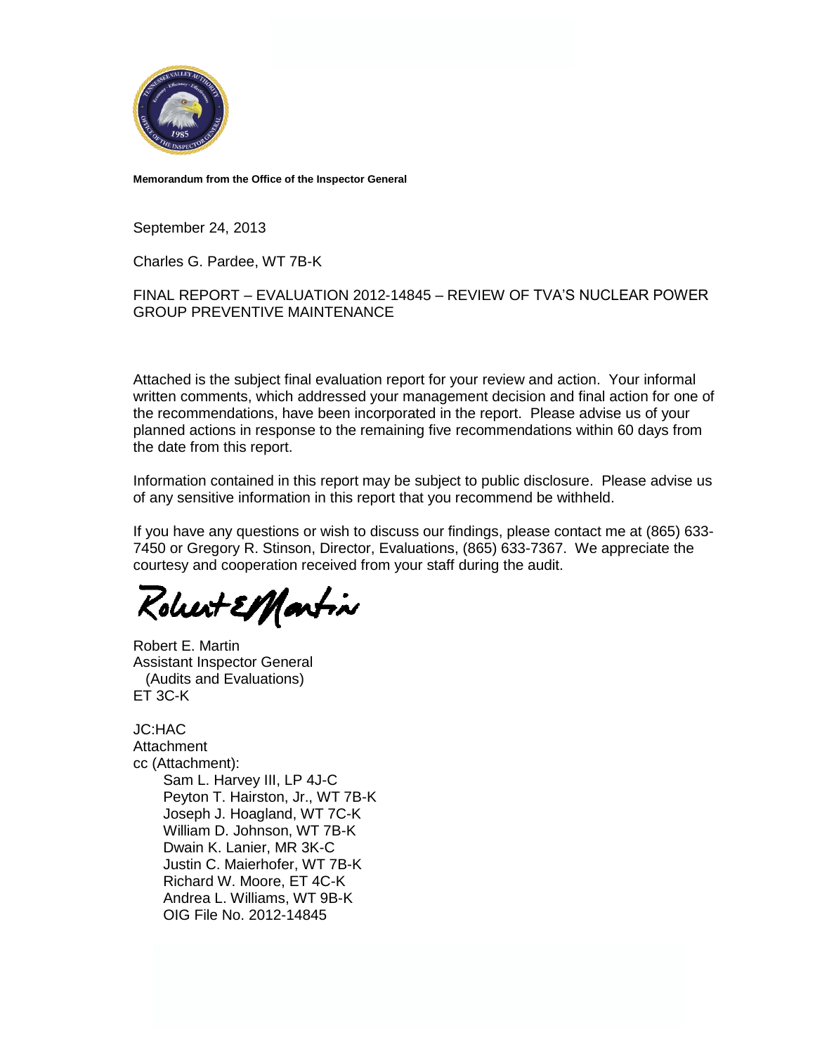**Memorandum from the Office of the Inspector General**

September 24, 2013

Charles G. Pardee, WT 7B-K

FINAL REPORT – EVALUATION 2012-14845 – REVIEW OF TVA'S NUCLEAR POWER GROUP PREVENTIVE MAINTENANCE

Attached is the subject final evaluation report for your review and action. Your informal written comments, which addressed your management decision and final action for one of the recommendations, have been incorporated in the report. Please advise us of your planned actions in response to the remaining five recommendations within 60 days from the date from this report.

Information contained in this report may be subject to public disclosure. Please advise us of any sensitive information in this report that you recommend be withheld.

If you have any questions or wish to discuss our findings, please contact me at (865) 633-7450 or Gregory R. Stinson, Director, Evaluations, (865) 633-7367. We appreciate the courtesy and cooperation received from your staff during the audit.

Robert E. Martin

Robert E. Martin
Assistant Inspector General
(Audits and Evaluations)
ET 3C-K

JC:HAC
Attachment
cc (Attachment):
- Sam L. Harvey III, LP 4J-C
- Peyton T. Hairston, Jr., WT 7B-K
- Joseph J. Hoagland, WT 7C-K
- William D. Johnson, WT 7B-K
- Dwain K. Lanier, MR 3K-C
- Justin C. Maierhofer, WT 7B-K
- Richard W. Moore, ET 4C-K
- Andrea L. Williams, WT 9B-K
- OIG File No. 2012-14845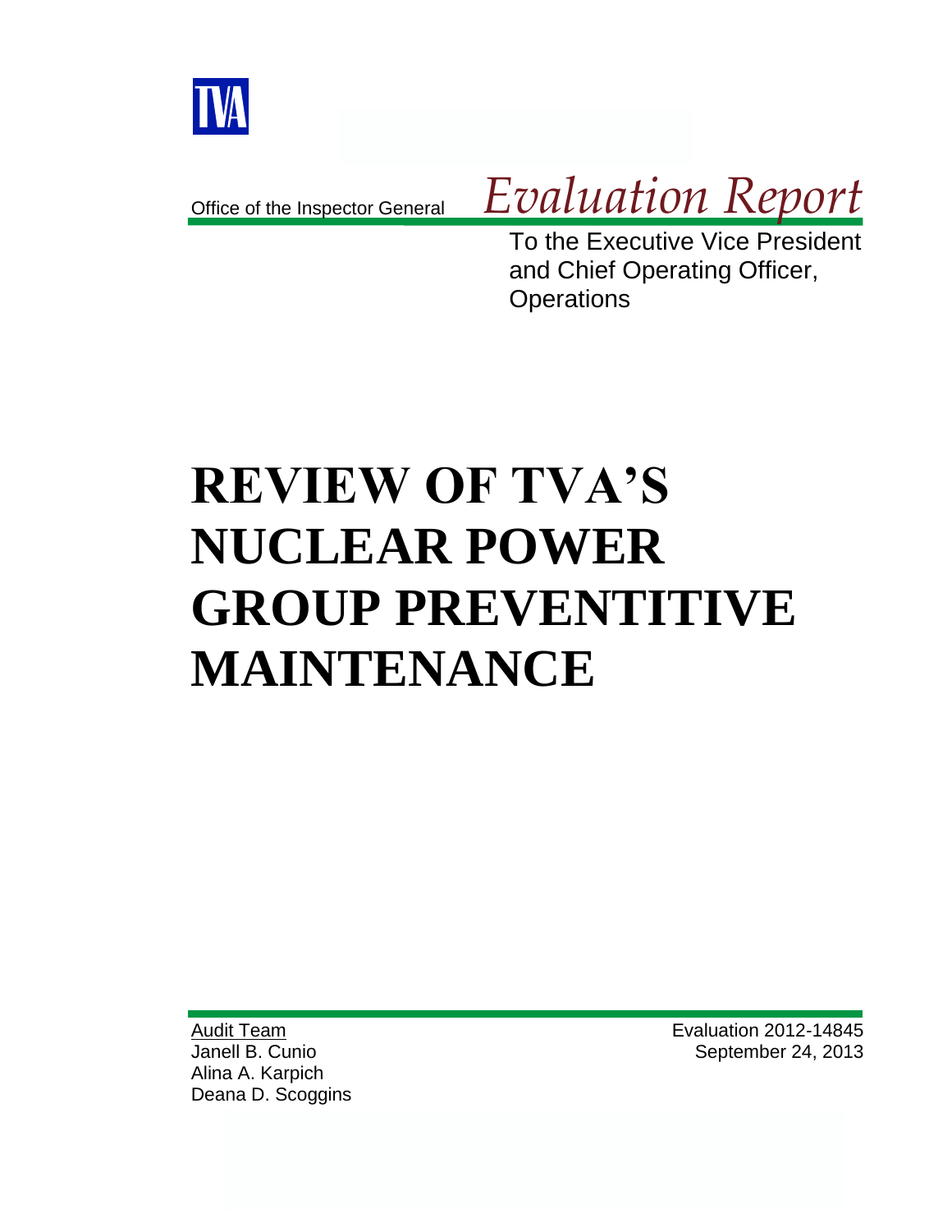TVA

Office of the Inspector General *Evaluation Report*

To the Executive Vice President and Chief Operating Officer, Operations

# REVIEW OF TVA'S NUCLEAR POWER GROUP PREVENTITIVE MAINTENANCE

Audit Team
Janell B. Cunio
Alina A. Karpich
Deana D. Scoggins

Evaluation 2012-14845
September 24, 2013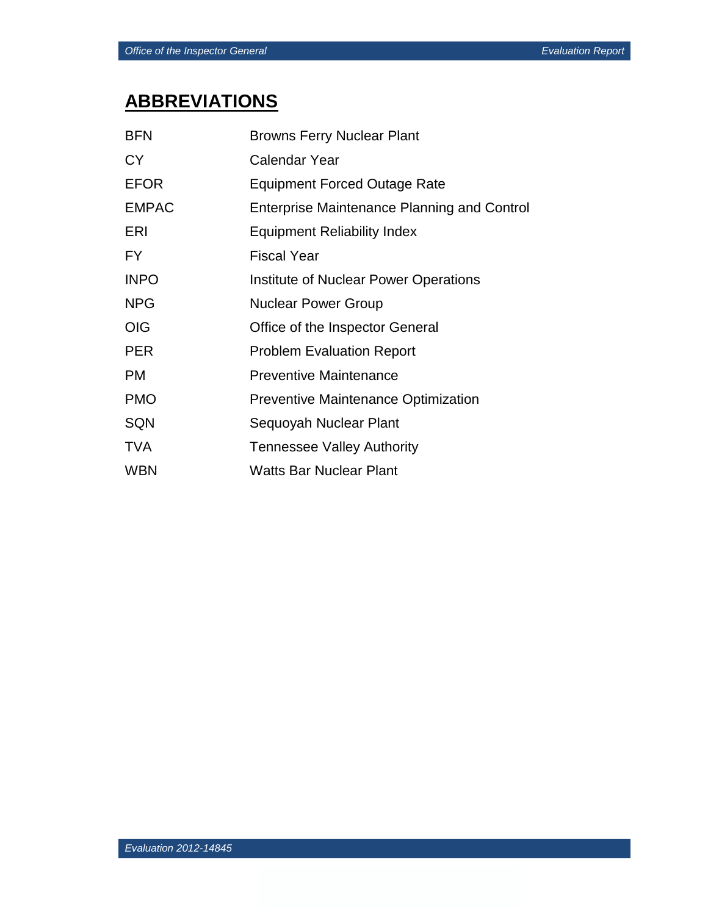# ABBREVIATIONS

| | |
|---|---|
| BFN | Browns Ferry Nuclear Plant |
| CY | Calendar Year |
| EFOR | Equipment Forced Outage Rate |
| EMPAC | Enterprise Maintenance Planning and Control |
| ERI | Equipment Reliability Index |
| FY | Fiscal Year |
| INPO | Institute of Nuclear Power Operations |
| NPG | Nuclear Power Group |
| OIG | Office of the Inspector General |
| PER | Problem Evaluation Report |
| PM | Preventive Maintenance |
| PMO | Preventive Maintenance Optimization |
| SQN | Sequoyah Nuclear Plant |
| TVA | Tennessee Valley Authority |
| WBN | Watts Bar Nuclear Plant |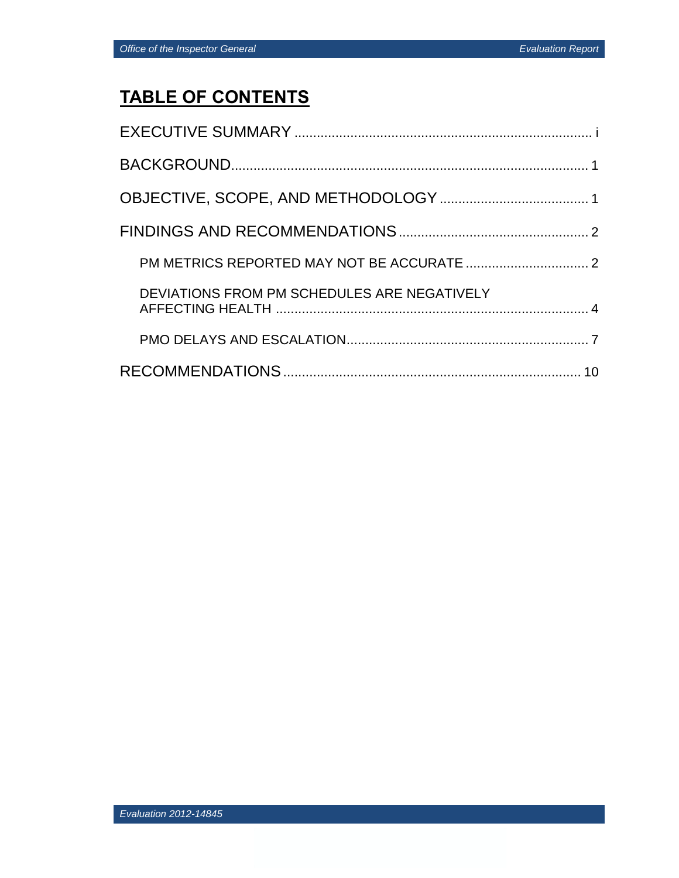# TABLE OF CONTENTS

EXECUTIVE SUMMARY ............................................................................... i

BACKGROUND............................................................................................... 1

OBJECTIVE, SCOPE, AND METHODOLOGY ....................................... 1

FINDINGS AND RECOMMENDATIONS .................................................. 2

PM METRICS REPORTED MAY NOT BE ACCURATE ................................. 2

DEVIATIONS FROM PM SCHEDULES ARE NEGATIVELY AFFECTING HEALTH .................................................................................... 4

PMO DELAYS AND ESCALATION................................................................. 7

RECOMMENDATIONS ............................................................................... 10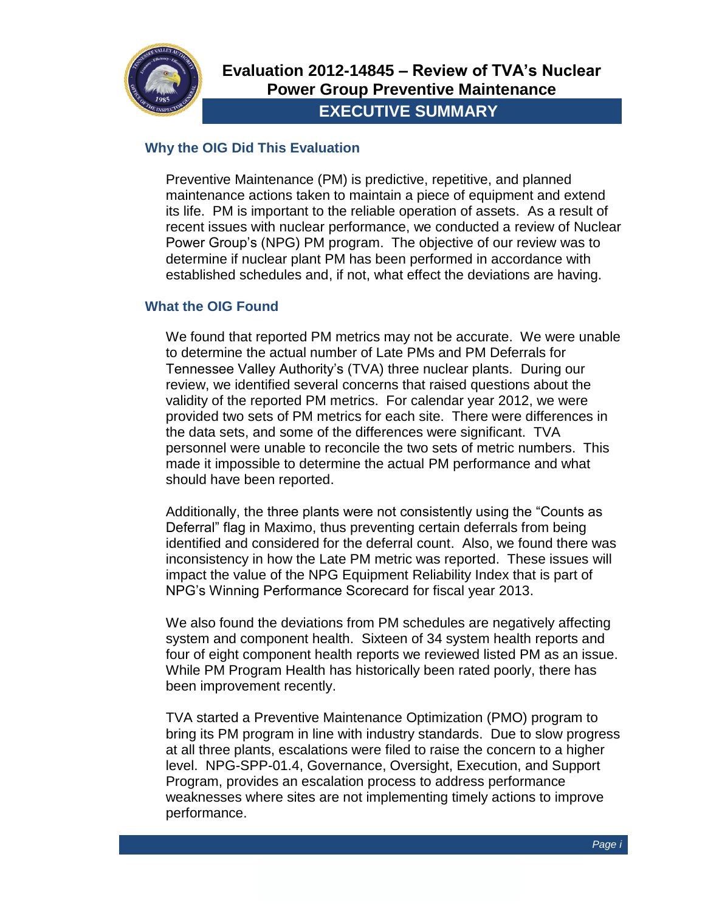# Evaluation 2012-14845 – Review of TVA's Nuclear Power Group Preventive Maintenance

## EXECUTIVE SUMMARY

### Why the OIG Did This Evaluation

Preventive Maintenance (PM) is predictive, repetitive, and planned maintenance actions taken to maintain a piece of equipment and extend its life. PM is important to the reliable operation of assets. As a result of recent issues with nuclear performance, we conducted a review of Nuclear Power Group's (NPG) PM program. The objective of our review was to determine if nuclear plant PM has been performed in accordance with established schedules and, if not, what effect the deviations are having.

### What the OIG Found

We found that reported PM metrics may not be accurate. We were unable to determine the actual number of Late PMs and PM Deferrals for Tennessee Valley Authority's (TVA) three nuclear plants. During our review, we identified several concerns that raised questions about the validity of the reported PM metrics. For calendar year 2012, we were provided two sets of PM metrics for each site. There were differences in the data sets, and some of the differences were significant. TVA personnel were unable to reconcile the two sets of metric numbers. This made it impossible to determine the actual PM performance and what should have been reported.

Additionally, the three plants were not consistently using the "Counts as Deferral" flag in Maximo, thus preventing certain deferrals from being identified and considered for the deferral count. Also, we found there was inconsistency in how the Late PM metric was reported. These issues will impact the value of the NPG Equipment Reliability Index that is part of NPG's Winning Performance Scorecard for fiscal year 2013.

We also found the deviations from PM schedules are negatively affecting system and component health. Sixteen of 34 system health reports and four of eight component health reports we reviewed listed PM as an issue. While PM Program Health has historically been rated poorly, there has been improvement recently.

TVA started a Preventive Maintenance Optimization (PMO) program to bring its PM program in line with industry standards. Due to slow progress at all three plants, escalations were filed to raise the concern to a higher level. NPG-SPP-01.4, Governance, Oversight, Execution, and Support Program, provides an escalation process to address performance weaknesses where sites are not implementing timely actions to improve performance.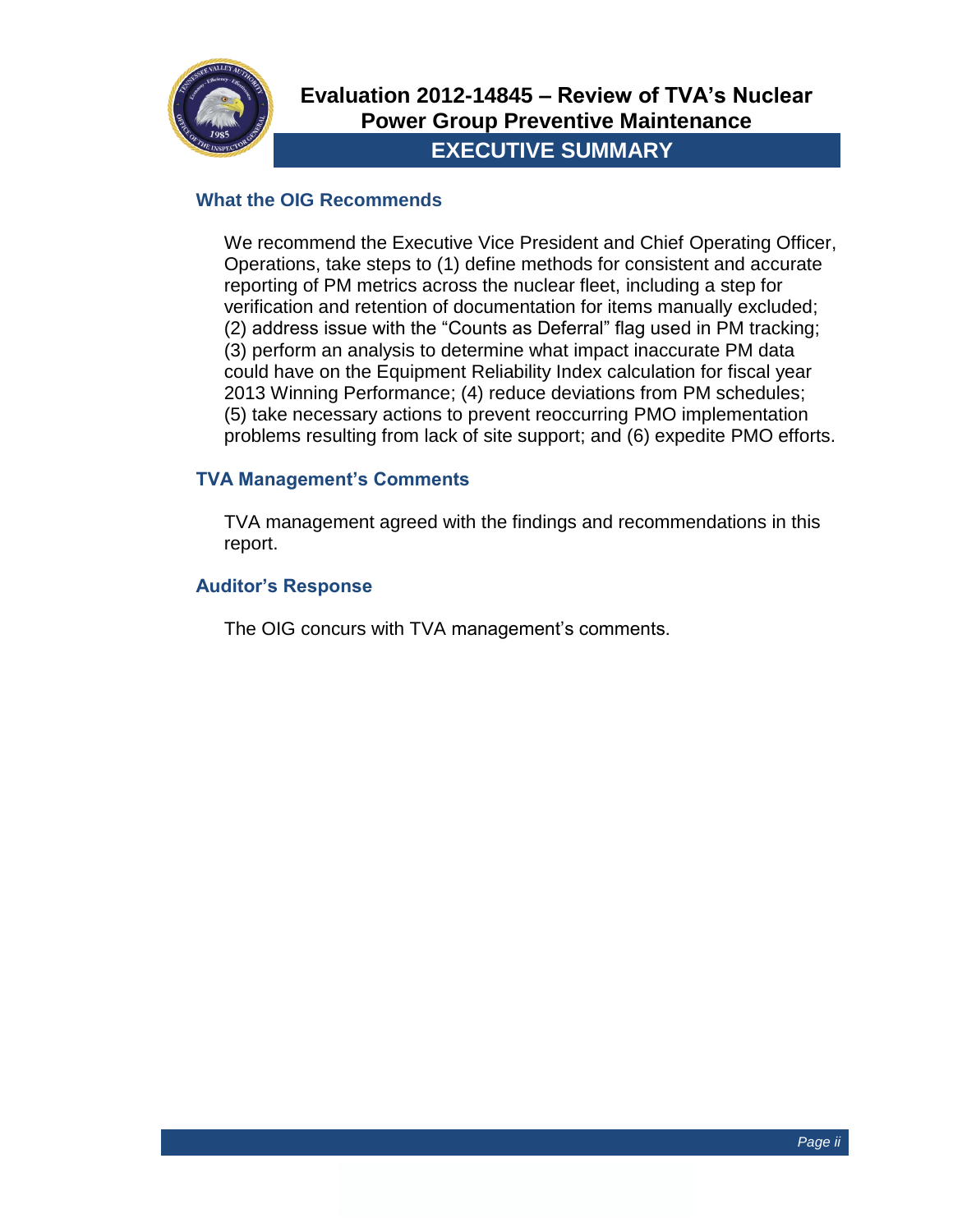# Evaluation 2012-14845 – Review of TVA's Nuclear Power Group Preventive Maintenance

## EXECUTIVE SUMMARY

### What the OIG Recommends

We recommend the Executive Vice President and Chief Operating Officer, Operations, take steps to (1) define methods for consistent and accurate reporting of PM metrics across the nuclear fleet, including a step for verification and retention of documentation for items manually excluded; (2) address issue with the "Counts as Deferral" flag used in PM tracking; (3) perform an analysis to determine what impact inaccurate PM data could have on the Equipment Reliability Index calculation for fiscal year 2013 Winning Performance; (4) reduce deviations from PM schedules; (5) take necessary actions to prevent reoccurring PMO implementation problems resulting from lack of site support; and (6) expedite PMO efforts.

### TVA Management's Comments

TVA management agreed with the findings and recommendations in this report.

### Auditor's Response

The OIG concurs with TVA management's comments.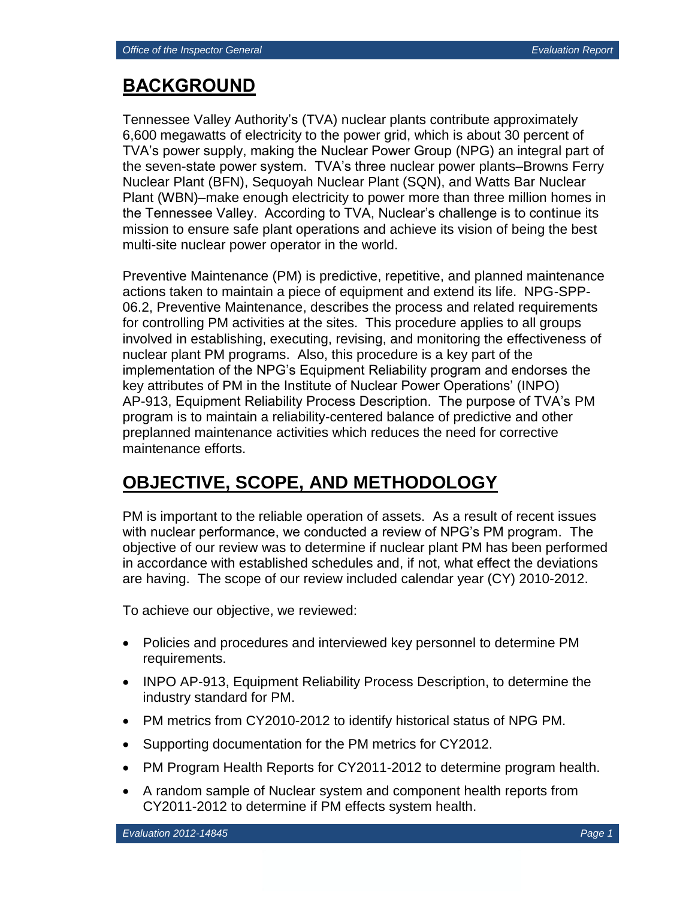## BACKGROUND

Tennessee Valley Authority's (TVA) nuclear plants contribute approximately 6,600 megawatts of electricity to the power grid, which is about 30 percent of TVA's power supply, making the Nuclear Power Group (NPG) an integral part of the seven-state power system. TVA's three nuclear power plants–Browns Ferry Nuclear Plant (BFN), Sequoyah Nuclear Plant (SQN), and Watts Bar Nuclear Plant (WBN)–make enough electricity to power more than three million homes in the Tennessee Valley. According to TVA, Nuclear's challenge is to continue its mission to ensure safe plant operations and achieve its vision of being the best multi-site nuclear power operator in the world.

Preventive Maintenance (PM) is predictive, repetitive, and planned maintenance actions taken to maintain a piece of equipment and extend its life. NPG-SPP-06.2, Preventive Maintenance, describes the process and related requirements for controlling PM activities at the sites. This procedure applies to all groups involved in establishing, executing, revising, and monitoring the effectiveness of nuclear plant PM programs. Also, this procedure is a key part of the implementation of the NPG's Equipment Reliability program and endorses the key attributes of PM in the Institute of Nuclear Power Operations' (INPO) AP-913, Equipment Reliability Process Description. The purpose of TVA's PM program is to maintain a reliability-centered balance of predictive and other preplanned maintenance activities which reduces the need for corrective maintenance efforts.

## OBJECTIVE, SCOPE, AND METHODOLOGY

PM is important to the reliable operation of assets. As a result of recent issues with nuclear performance, we conducted a review of NPG's PM program. The objective of our review was to determine if nuclear plant PM has been performed in accordance with established schedules and, if not, what effect the deviations are having. The scope of our review included calendar year (CY) 2010-2012.

To achieve our objective, we reviewed:

- Policies and procedures and interviewed key personnel to determine PM requirements.
- INPO AP-913, Equipment Reliability Process Description, to determine the industry standard for PM.
- PM metrics from CY2010-2012 to identify historical status of NPG PM.
- Supporting documentation for the PM metrics for CY2012.
- PM Program Health Reports for CY2011-2012 to determine program health.
- A random sample of Nuclear system and component health reports from CY2011-2012 to determine if PM effects system health.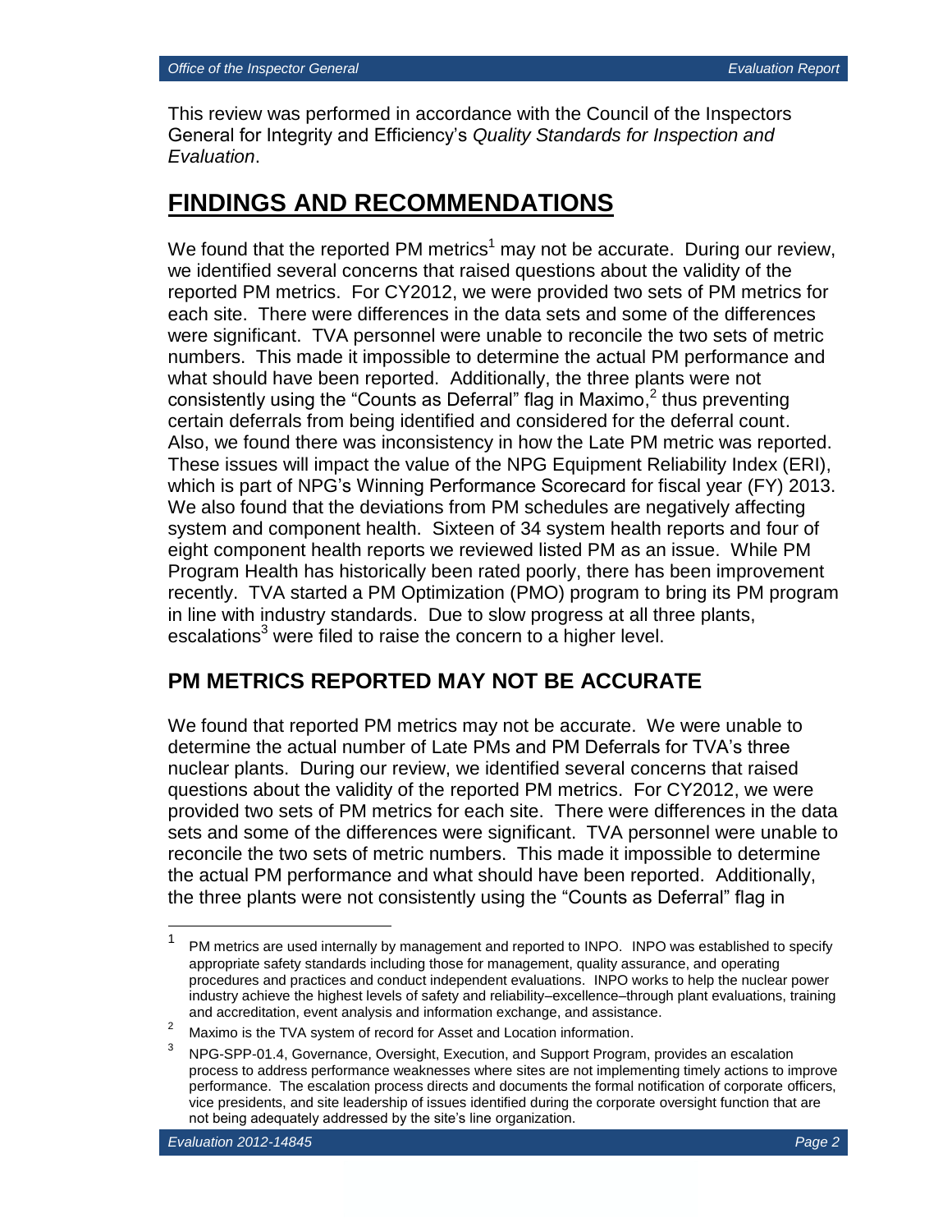This review was performed in accordance with the Council of the Inspectors General for Integrity and Efficiency's *Quality Standards for Inspection and Evaluation*.

# FINDINGS AND RECOMMENDATIONS

We found that the reported PM metrics[1] may not be accurate. During our review, we identified several concerns that raised questions about the validity of the reported PM metrics. For CY2012, we were provided two sets of PM metrics for each site. There were differences in the data sets and some of the differences were significant. TVA personnel were unable to reconcile the two sets of metric numbers. This made it impossible to determine the actual PM performance and what should have been reported. Additionally, the three plants were not consistently using the "Counts as Deferral" flag in Maximo,[2] thus preventing certain deferrals from being identified and considered for the deferral count. Also, we found there was inconsistency in how the Late PM metric was reported. These issues will impact the value of the NPG Equipment Reliability Index (ERI), which is part of NPG's Winning Performance Scorecard for fiscal year (FY) 2013. We also found that the deviations from PM schedules are negatively affecting system and component health. Sixteen of 34 system health reports and four of eight component health reports we reviewed listed PM as an issue. While PM Program Health has historically been rated poorly, there has been improvement recently. TVA started a PM Optimization (PMO) program to bring its PM program in line with industry standards. Due to slow progress at all three plants, escalations[3] were filed to raise the concern to a higher level.

## PM METRICS REPORTED MAY NOT BE ACCURATE

We found that reported PM metrics may not be accurate. We were unable to determine the actual number of Late PMs and PM Deferrals for TVA's three nuclear plants. During our review, we identified several concerns that raised questions about the validity of the reported PM metrics. For CY2012, we were provided two sets of PM metrics for each site. There were differences in the data sets and some of the differences were significant. TVA personnel were unable to reconcile the two sets of metric numbers. This made it impossible to determine the actual PM performance and what should have been reported. Additionally, the three plants were not consistently using the "Counts as Deferral" flag in

---

[1] PM metrics are used internally by management and reported to INPO. INPO was established to specify appropriate safety standards including those for management, quality assurance, and operating procedures and practices and conduct independent evaluations. INPO works to help the nuclear power industry achieve the highest levels of safety and reliability–excellence–through plant evaluations, training and accreditation, event analysis and information exchange, and assistance.

[2] Maximo is the TVA system of record for Asset and Location information.

[3] NPG-SPP-01.4, Governance, Oversight, Execution, and Support Program, provides an escalation process to address performance weaknesses where sites are not implementing timely actions to improve performance. The escalation process directs and documents the formal notification of corporate officers, vice presidents, and site leadership of issues identified during the corporate oversight function that are not being adequately addressed by the site's line organization.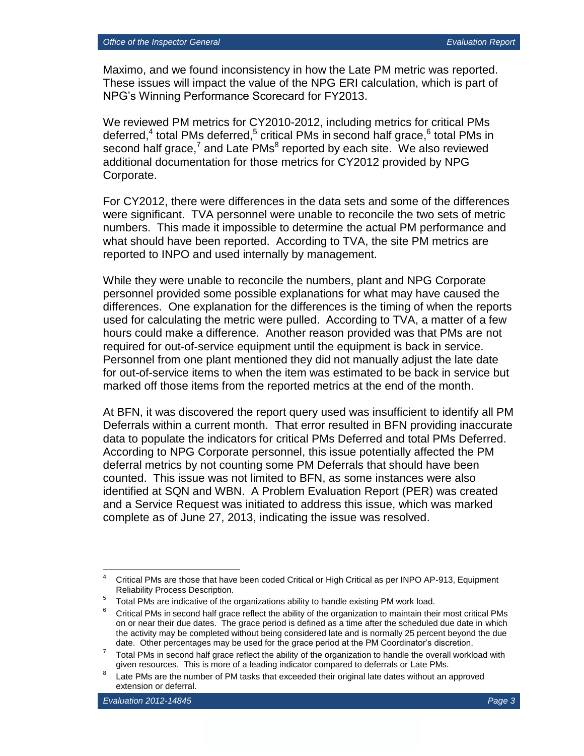Maximo, and we found inconsistency in how the Late PM metric was reported. These issues will impact the value of the NPG ERI calculation, which is part of NPG's Winning Performance Scorecard for FY2013.

We reviewed PM metrics for CY2010-2012, including metrics for critical PMs deferred,[4] total PMs deferred,[5] critical PMs in second half grace,[6] total PMs in second half grace,[7] and Late PMs[8] reported by each site. We also reviewed additional documentation for those metrics for CY2012 provided by NPG Corporate.

For CY2012, there were differences in the data sets and some of the differences were significant. TVA personnel were unable to reconcile the two sets of metric numbers. This made it impossible to determine the actual PM performance and what should have been reported. According to TVA, the site PM metrics are reported to INPO and used internally by management.

While they were unable to reconcile the numbers, plant and NPG Corporate personnel provided some possible explanations for what may have caused the differences. One explanation for the differences is the timing of when the reports used for calculating the metric were pulled. According to TVA, a matter of a few hours could make a difference. Another reason provided was that PMs are not required for out-of-service equipment until the equipment is back in service. Personnel from one plant mentioned they did not manually adjust the late date for out-of-service items to when the item was estimated to be back in service but marked off those items from the reported metrics at the end of the month.

At BFN, it was discovered the report query used was insufficient to identify all PM Deferrals within a current month. That error resulted in BFN providing inaccurate data to populate the indicators for critical PMs Deferred and total PMs Deferred. According to NPG Corporate personnel, this issue potentially affected the PM deferral metrics by not counting some PM Deferrals that should have been counted. This issue was not limited to BFN, as some instances were also identified at SQN and WBN. A Problem Evaluation Report (PER) was created and a Service Request was initiated to address this issue, which was marked complete as of June 27, 2013, indicating the issue was resolved.

---

[4] Critical PMs are those that have been coded Critical or High Critical as per INPO AP-913, Equipment Reliability Process Description.

[5] Total PMs are indicative of the organizations ability to handle existing PM work load.

[6] Critical PMs in second half grace reflect the ability of the organization to maintain their most critical PMs on or near their due dates. The grace period is defined as a time after the scheduled due date in which the activity may be completed without being considered late and is normally 25 percent beyond the due date. Other percentages may be used for the grace period at the PM Coordinator's discretion.

[7] Total PMs in second half grace reflect the ability of the organization to handle the overall workload with given resources. This is more of a leading indicator compared to deferrals or Late PMs.

[8] Late PMs are the number of PM tasks that exceeded their original late dates without an approved extension or deferral.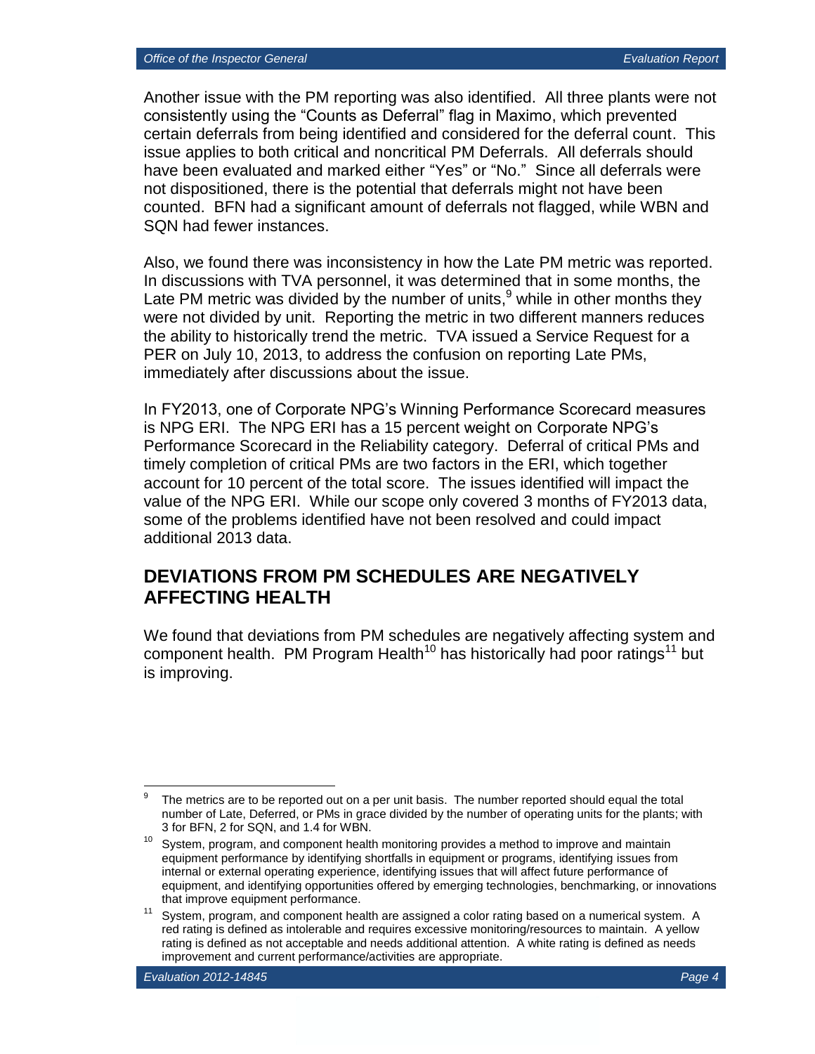Another issue with the PM reporting was also identified. All three plants were not consistently using the "Counts as Deferral" flag in Maximo, which prevented certain deferrals from being identified and considered for the deferral count. This issue applies to both critical and noncritical PM Deferrals. All deferrals should have been evaluated and marked either "Yes" or "No." Since all deferrals were not dispositioned, there is the potential that deferrals might not have been counted. BFN had a significant amount of deferrals not flagged, while WBN and SQN had fewer instances.

Also, we found there was inconsistency in how the Late PM metric was reported. In discussions with TVA personnel, it was determined that in some months, the Late PM metric was divided by the number of units,[9] while in other months they were not divided by unit. Reporting the metric in two different manners reduces the ability to historically trend the metric. TVA issued a Service Request for a PER on July 10, 2013, to address the confusion on reporting Late PMs, immediately after discussions about the issue.

In FY2013, one of Corporate NPG's Winning Performance Scorecard measures is NPG ERI. The NPG ERI has a 15 percent weight on Corporate NPG's Performance Scorecard in the Reliability category. Deferral of critical PMs and timely completion of critical PMs are two factors in the ERI, which together account for 10 percent of the total score. The issues identified will impact the value of the NPG ERI. While our scope only covered 3 months of FY2013 data, some of the problems identified have not been resolved and could impact additional 2013 data.

## DEVIATIONS FROM PM SCHEDULES ARE NEGATIVELY AFFECTING HEALTH

We found that deviations from PM schedules are negatively affecting system and component health. PM Program Health[10] has historically had poor ratings[11] but is improving.

---

[9] The metrics are to be reported out on a per unit basis. The number reported should equal the total number of Late, Deferred, or PMs in grace divided by the number of operating units for the plants; with 3 for BFN, 2 for SQN, and 1.4 for WBN.

[10] System, program, and component health monitoring provides a method to improve and maintain equipment performance by identifying shortfalls in equipment or programs, identifying issues from internal or external operating experience, identifying issues that will affect future performance of equipment, and identifying opportunities offered by emerging technologies, benchmarking, or innovations that improve equipment performance.

[11] System, program, and component health are assigned a color rating based on a numerical system. A red rating is defined as intolerable and requires excessive monitoring/resources to maintain. A yellow rating is defined as not acceptable and needs additional attention. A white rating is defined as needs improvement and current performance/activities are appropriate.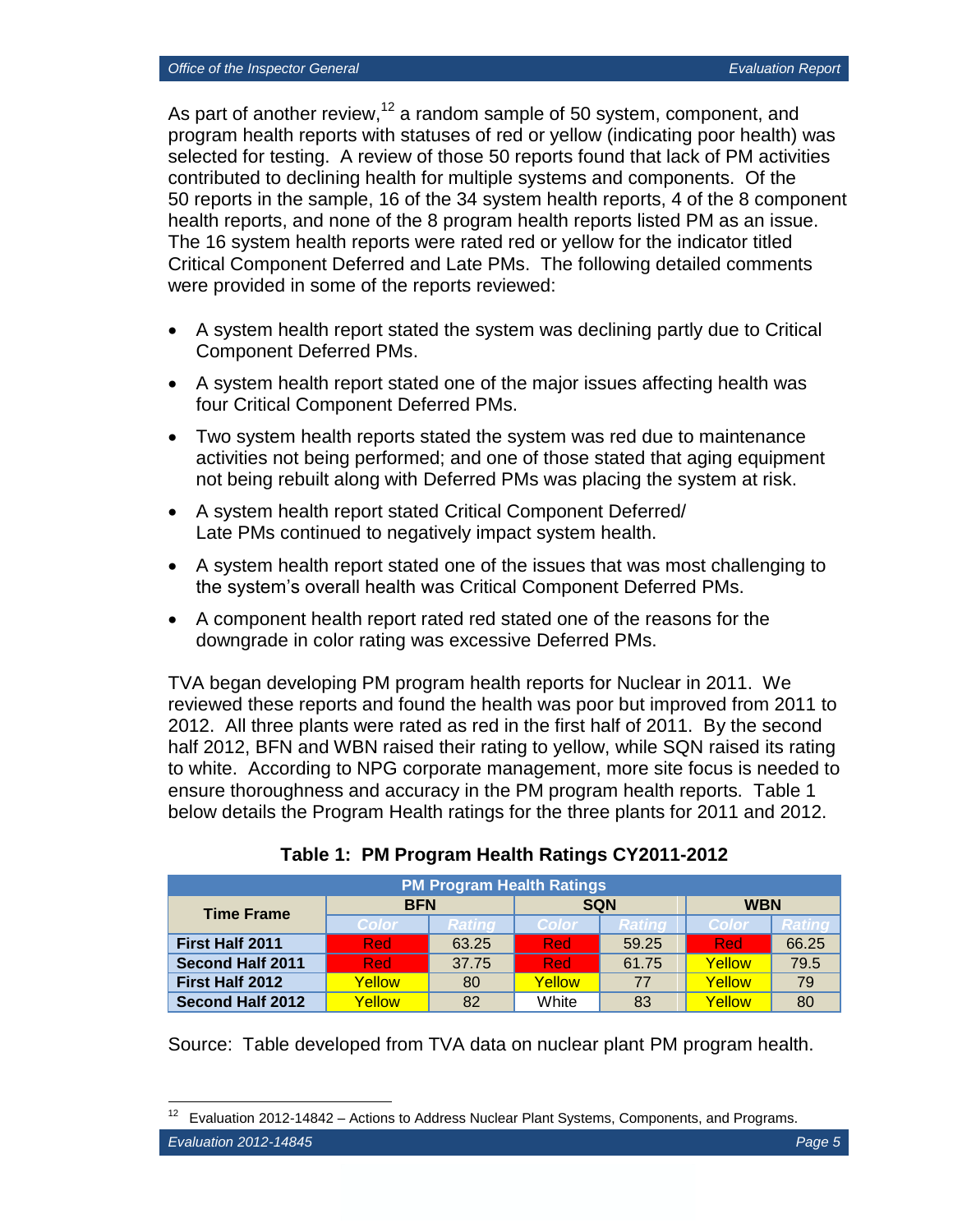As part of another review,[12] a random sample of 50 system, component, and program health reports with statuses of red or yellow (indicating poor health) was selected for testing. A review of those 50 reports found that lack of PM activities contributed to declining health for multiple systems and components. Of the 50 reports in the sample, 16 of the 34 system health reports, 4 of the 8 component health reports, and none of the 8 program health reports listed PM as an issue. The 16 system health reports were rated red or yellow for the indicator titled Critical Component Deferred and Late PMs. The following detailed comments were provided in some of the reports reviewed:

- A system health report stated the system was declining partly due to Critical Component Deferred PMs.
- A system health report stated one of the major issues affecting health was four Critical Component Deferred PMs.
- Two system health reports stated the system was red due to maintenance activities not being performed; and one of those stated that aging equipment not being rebuilt along with Deferred PMs was placing the system at risk.
- A system health report stated Critical Component Deferred/ Late PMs continued to negatively impact system health.
- A system health report stated one of the issues that was most challenging to the system's overall health was Critical Component Deferred PMs.
- A component health report rated red stated one of the reasons for the downgrade in color rating was excessive Deferred PMs.

TVA began developing PM program health reports for Nuclear in 2011. We reviewed these reports and found the health was poor but improved from 2011 to 2012. All three plants were rated as red in the first half of 2011. By the second half 2012, BFN and WBN raised their rating to yellow, while SQN raised its rating to white. According to NPG corporate management, more site focus is needed to ensure thoroughness and accuracy in the PM program health reports. Table 1 below details the Program Health ratings for the three plants for 2011 and 2012.

**Table 1: PM Program Health Ratings CY2011-2012**

| PM Program Health Ratings | | | | | | |
|---|---|---|---|---|---|---|
| **Time Frame** | **BFN** | | **SQN** | | **WBN** | |
| | Color | Rating | Color | Rating | Color | Rating |
| **First Half 2011** | Red | 63.25 | Red | 59.25 | Red | 66.25 |
| **Second Half 2011** | Red | 37.75 | Red | 61.75 | Yellow | 79.5 |
| **First Half 2012** | Yellow | 80 | Yellow | 77 | Yellow | 79 |
| **Second Half 2012** | Yellow | 82 | White | 83 | Yellow | 80 |

Source: Table developed from TVA data on nuclear plant PM program health.

[12] Evaluation 2012-14842 – Actions to Address Nuclear Plant Systems, Components, and Programs.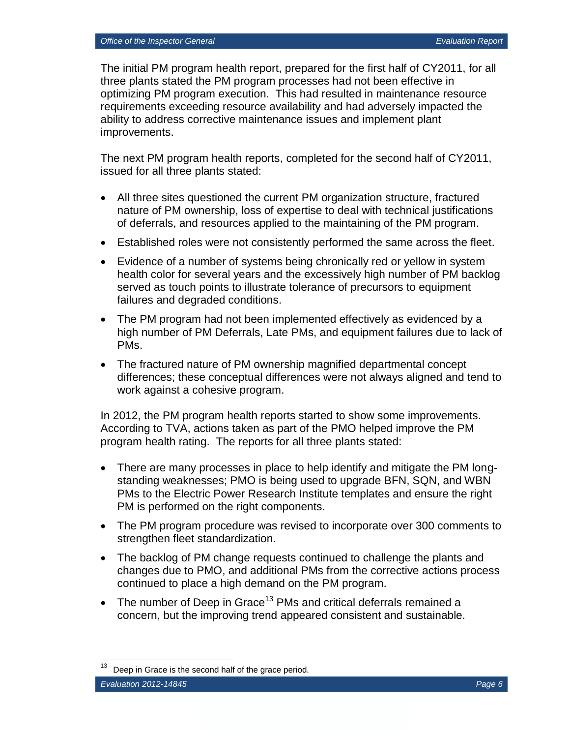The initial PM program health report, prepared for the first half of CY2011, for all three plants stated the PM program processes had not been effective in optimizing PM program execution. This had resulted in maintenance resource requirements exceeding resource availability and had adversely impacted the ability to address corrective maintenance issues and implement plant improvements.

The next PM program health reports, completed for the second half of CY2011, issued for all three plants stated:

- All three sites questioned the current PM organization structure, fractured nature of PM ownership, loss of expertise to deal with technical justifications of deferrals, and resources applied to the maintaining of the PM program.
- Established roles were not consistently performed the same across the fleet.
- Evidence of a number of systems being chronically red or yellow in system health color for several years and the excessively high number of PM backlog served as touch points to illustrate tolerance of precursors to equipment failures and degraded conditions.
- The PM program had not been implemented effectively as evidenced by a high number of PM Deferrals, Late PMs, and equipment failures due to lack of PMs.
- The fractured nature of PM ownership magnified departmental concept differences; these conceptual differences were not always aligned and tend to work against a cohesive program.

In 2012, the PM program health reports started to show some improvements. According to TVA, actions taken as part of the PMO helped improve the PM program health rating. The reports for all three plants stated:

- There are many processes in place to help identify and mitigate the PM long-standing weaknesses; PMO is being used to upgrade BFN, SQN, and WBN PMs to the Electric Power Research Institute templates and ensure the right PM is performed on the right components.
- The PM program procedure was revised to incorporate over 300 comments to strengthen fleet standardization.
- The backlog of PM change requests continued to challenge the plants and changes due to PMO, and additional PMs from the corrective actions process continued to place a high demand on the PM program.
- The number of Deep in Grace[13] PMs and critical deferrals remained a concern, but the improving trend appeared consistent and sustainable.

[13] Deep in Grace is the second half of the grace period.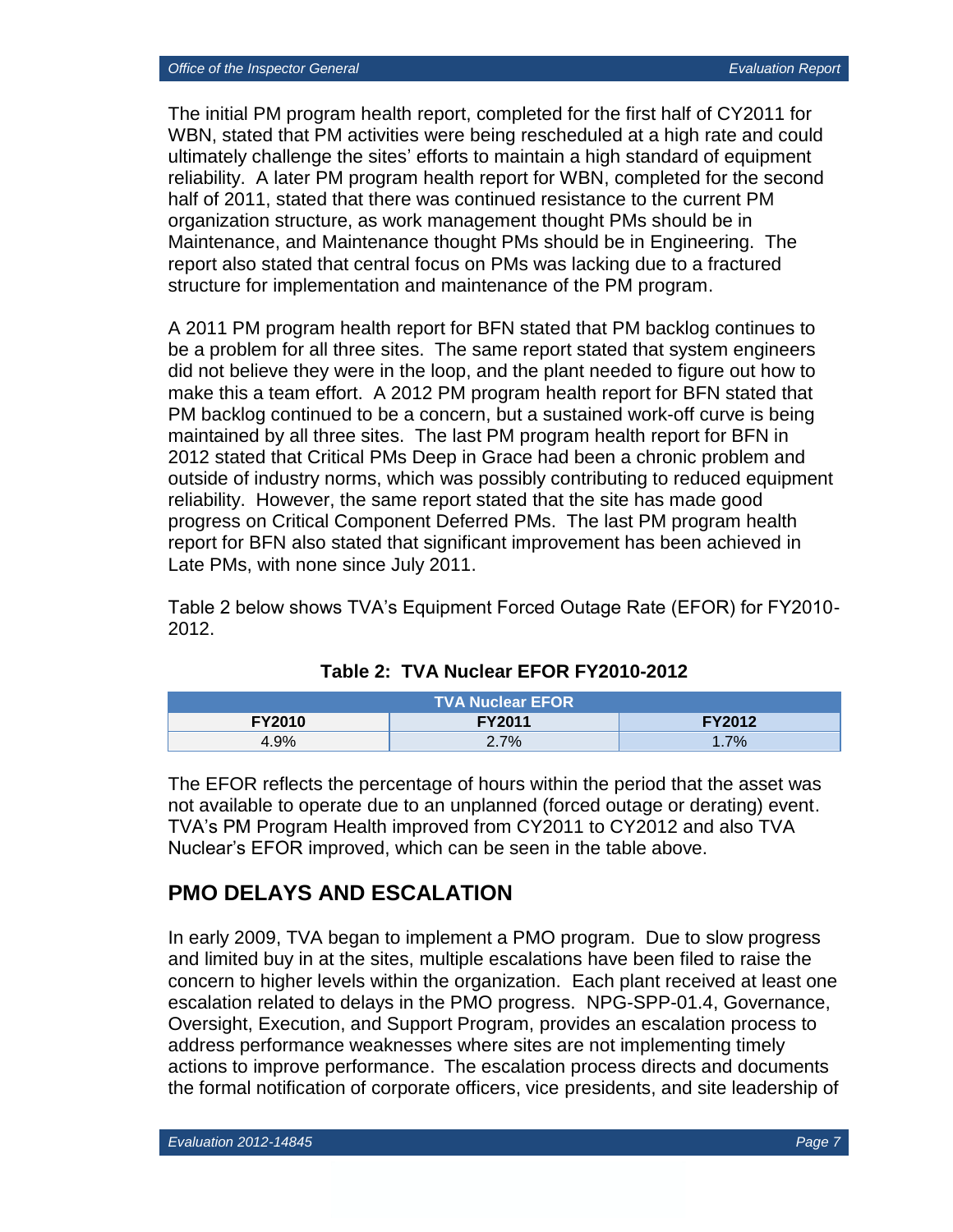The initial PM program health report, completed for the first half of CY2011 for WBN, stated that PM activities were being rescheduled at a high rate and could ultimately challenge the sites' efforts to maintain a high standard of equipment reliability. A later PM program health report for WBN, completed for the second half of 2011, stated that there was continued resistance to the current PM organization structure, as work management thought PMs should be in Maintenance, and Maintenance thought PMs should be in Engineering. The report also stated that central focus on PMs was lacking due to a fractured structure for implementation and maintenance of the PM program.

A 2011 PM program health report for BFN stated that PM backlog continues to be a problem for all three sites. The same report stated that system engineers did not believe they were in the loop, and the plant needed to figure out how to make this a team effort. A 2012 PM program health report for BFN stated that PM backlog continued to be a concern, but a sustained work-off curve is being maintained by all three sites. The last PM program health report for BFN in 2012 stated that Critical PMs Deep in Grace had been a chronic problem and outside of industry norms, which was possibly contributing to reduced equipment reliability. However, the same report stated that the site has made good progress on Critical Component Deferred PMs. The last PM program health report for BFN also stated that significant improvement has been achieved in Late PMs, with none since July 2011.

Table 2 below shows TVA's Equipment Forced Outage Rate (EFOR) for FY2010-2012.

**Table 2: TVA Nuclear EFOR FY2010-2012**

| TVA Nuclear EFOR | | |
|---|---|---|
| **FY2010** | **FY2011** | **FY2012** |
| 4.9% | 2.7% | 1.7% |

The EFOR reflects the percentage of hours within the period that the asset was not available to operate due to an unplanned (forced outage or derating) event. TVA's PM Program Health improved from CY2011 to CY2012 and also TVA Nuclear's EFOR improved, which can be seen in the table above.

## PMO DELAYS AND ESCALATION

In early 2009, TVA began to implement a PMO program. Due to slow progress and limited buy in at the sites, multiple escalations have been filed to raise the concern to higher levels within the organization. Each plant received at least one escalation related to delays in the PMO progress. NPG-SPP-01.4, Governance, Oversight, Execution, and Support Program, provides an escalation process to address performance weaknesses where sites are not implementing timely actions to improve performance. The escalation process directs and documents the formal notification of corporate officers, vice presidents, and site leadership of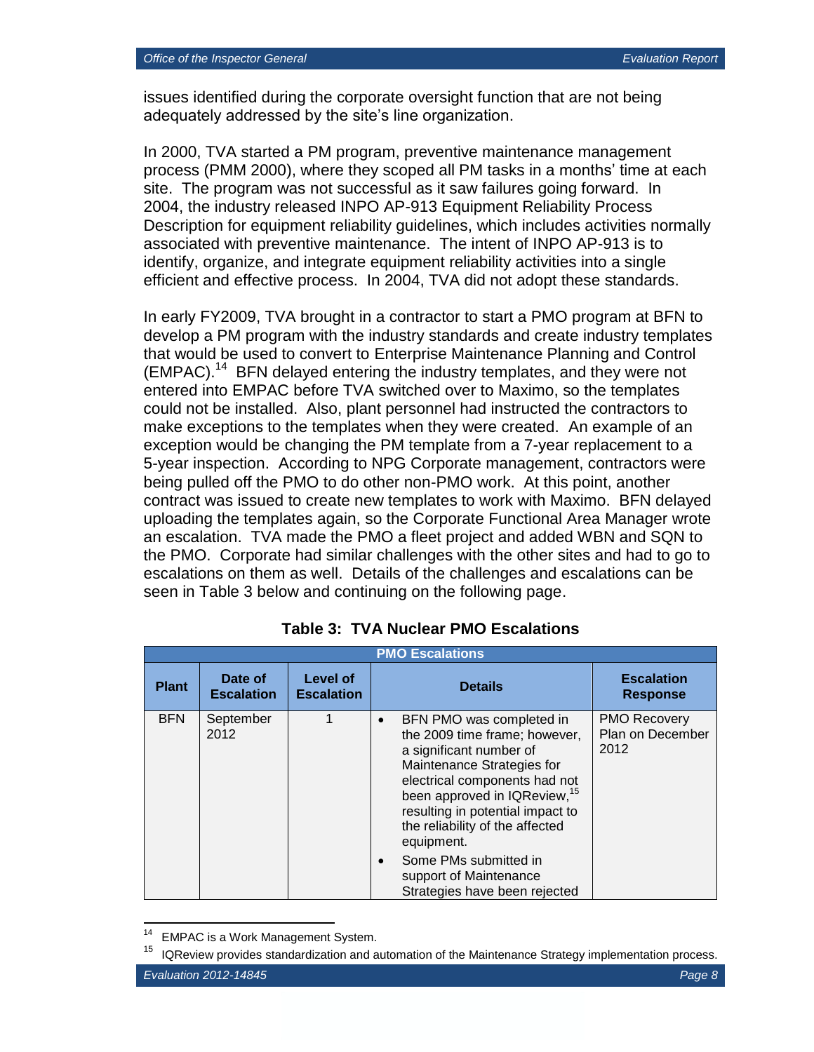issues identified during the corporate oversight function that are not being adequately addressed by the site's line organization.

In 2000, TVA started a PM program, preventive maintenance management process (PMM 2000), where they scoped all PM tasks in a months' time at each site. The program was not successful as it saw failures going forward. In 2004, the industry released INPO AP-913 Equipment Reliability Process Description for equipment reliability guidelines, which includes activities normally associated with preventive maintenance. The intent of INPO AP-913 is to identify, organize, and integrate equipment reliability activities into a single efficient and effective process. In 2004, TVA did not adopt these standards.

In early FY2009, TVA brought in a contractor to start a PMO program at BFN to develop a PM program with the industry standards and create industry templates that would be used to convert to Enterprise Maintenance Planning and Control (EMPAC).[14] BFN delayed entering the industry templates, and they were not entered into EMPAC before TVA switched over to Maximo, so the templates could not be installed. Also, plant personnel had instructed the contractors to make exceptions to the templates when they were created. An example of an exception would be changing the PM template from a 7-year replacement to a 5-year inspection. According to NPG Corporate management, contractors were being pulled off the PMO to do other non-PMO work. At this point, another contract was issued to create new templates to work with Maximo. BFN delayed uploading the templates again, so the Corporate Functional Area Manager wrote an escalation. TVA made the PMO a fleet project and added WBN and SQN to the PMO. Corporate had similar challenges with the other sites and had to go to escalations on them as well. Details of the challenges and escalations can be seen in Table 3 below and continuing on the following page.

**Table 3: TVA Nuclear PMO Escalations**

| PMO Escalations | | | | |
|---|---|---|---|---|
| **Plant** | **Date of Escalation** | **Level of Escalation** | **Details** | **Escalation Response** |
| BFN | September 2012 | 1 | • BFN PMO was completed in the 2009 time frame; however, a significant number of Maintenance Strategies for electrical components had not been approved in IQReview,[15] resulting in potential impact to the reliability of the affected equipment.<br>• Some PMs submitted in support of Maintenance Strategies have been rejected | PMO Recovery Plan on December 2012 |

[14] EMPAC is a Work Management System.

[15] IQReview provides standardization and automation of the Maintenance Strategy implementation process.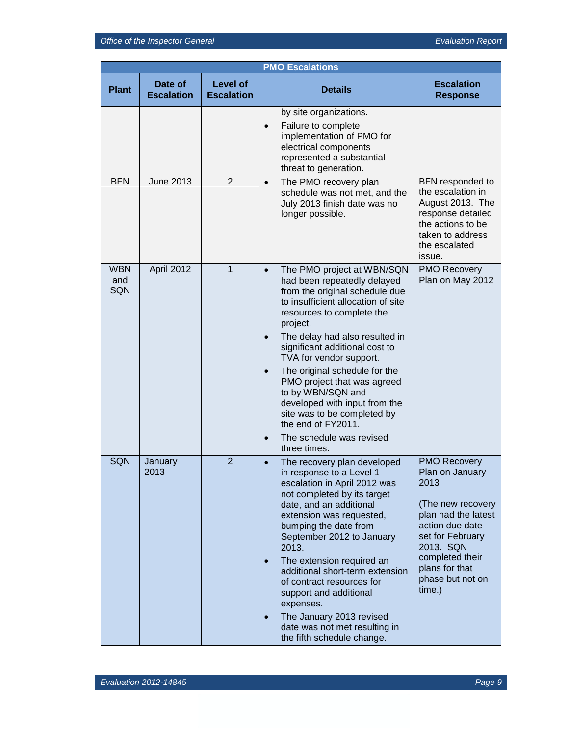| PMO Escalations | | | | |
|---|---|---|---|---|
| **Plant** | **Date of Escalation** | **Level of Escalation** | **Details** | **Escalation Response** |
| | | | by site organizations.<br>• Failure to complete implementation of PMO for electrical components represented a substantial threat to generation. | |
| BFN | June 2013 | 2 | • The PMO recovery plan schedule was not met, and the July 2013 finish date was no longer possible. | BFN responded to the escalation in August 2013. The response detailed the actions to be taken to address the escalated issue. |
| WBN and SQN | April 2012 | 1 | • The PMO project at WBN/SQN had been repeatedly delayed from the original schedule due to insufficient allocation of site resources to complete the project.<br>• The delay had also resulted in significant additional cost to TVA for vendor support.<br>• The original schedule for the PMO project that was agreed to by WBN/SQN and developed with input from the site was to be completed by the end of FY2011.<br>• The schedule was revised three times. | PMO Recovery Plan on May 2012 |
| SQN | January 2013 | 2 | • The recovery plan developed in response to a Level 1 escalation in April 2012 was not completed by its target date, and an additional extension was requested, bumping the date from September 2012 to January 2013.<br>• The extension required an additional short-term extension of contract resources for support and additional expenses.<br>• The January 2013 revised date was not met resulting in the fifth schedule change. | PMO Recovery Plan on January 2013<br><br>(The new recovery plan had the latest action due date set for February 2013. SQN completed their plans for that phase but not on time.) |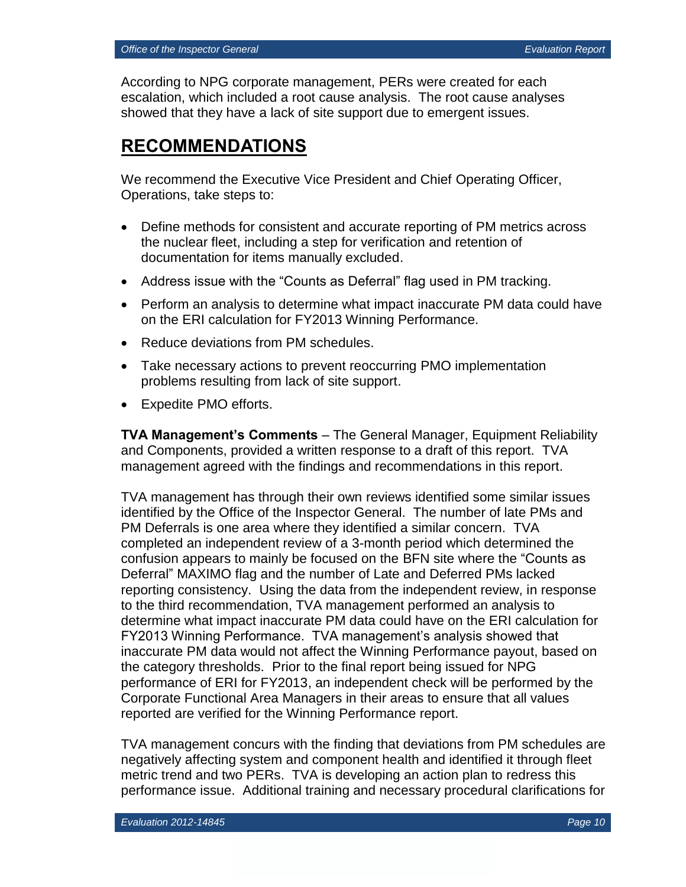According to NPG corporate management, PERs were created for each escalation, which included a root cause analysis. The root cause analyses showed that they have a lack of site support due to emergent issues.

## RECOMMENDATIONS

We recommend the Executive Vice President and Chief Operating Officer, Operations, take steps to:

- Define methods for consistent and accurate reporting of PM metrics across the nuclear fleet, including a step for verification and retention of documentation for items manually excluded.
- Address issue with the "Counts as Deferral" flag used in PM tracking.
- Perform an analysis to determine what impact inaccurate PM data could have on the ERI calculation for FY2013 Winning Performance.
- Reduce deviations from PM schedules.
- Take necessary actions to prevent reoccurring PMO implementation problems resulting from lack of site support.
- Expedite PMO efforts.

**TVA Management's Comments** – The General Manager, Equipment Reliability and Components, provided a written response to a draft of this report. TVA management agreed with the findings and recommendations in this report.

TVA management has through their own reviews identified some similar issues identified by the Office of the Inspector General. The number of late PMs and PM Deferrals is one area where they identified a similar concern. TVA completed an independent review of a 3-month period which determined the confusion appears to mainly be focused on the BFN site where the "Counts as Deferral" MAXIMO flag and the number of Late and Deferred PMs lacked reporting consistency. Using the data from the independent review, in response to the third recommendation, TVA management performed an analysis to determine what impact inaccurate PM data could have on the ERI calculation for FY2013 Winning Performance. TVA management's analysis showed that inaccurate PM data would not affect the Winning Performance payout, based on the category thresholds. Prior to the final report being issued for NPG performance of ERI for FY2013, an independent check will be performed by the Corporate Functional Area Managers in their areas to ensure that all values reported are verified for the Winning Performance report.

TVA management concurs with the finding that deviations from PM schedules are negatively affecting system and component health and identified it through fleet metric trend and two PERs. TVA is developing an action plan to redress this performance issue. Additional training and necessary procedural clarifications for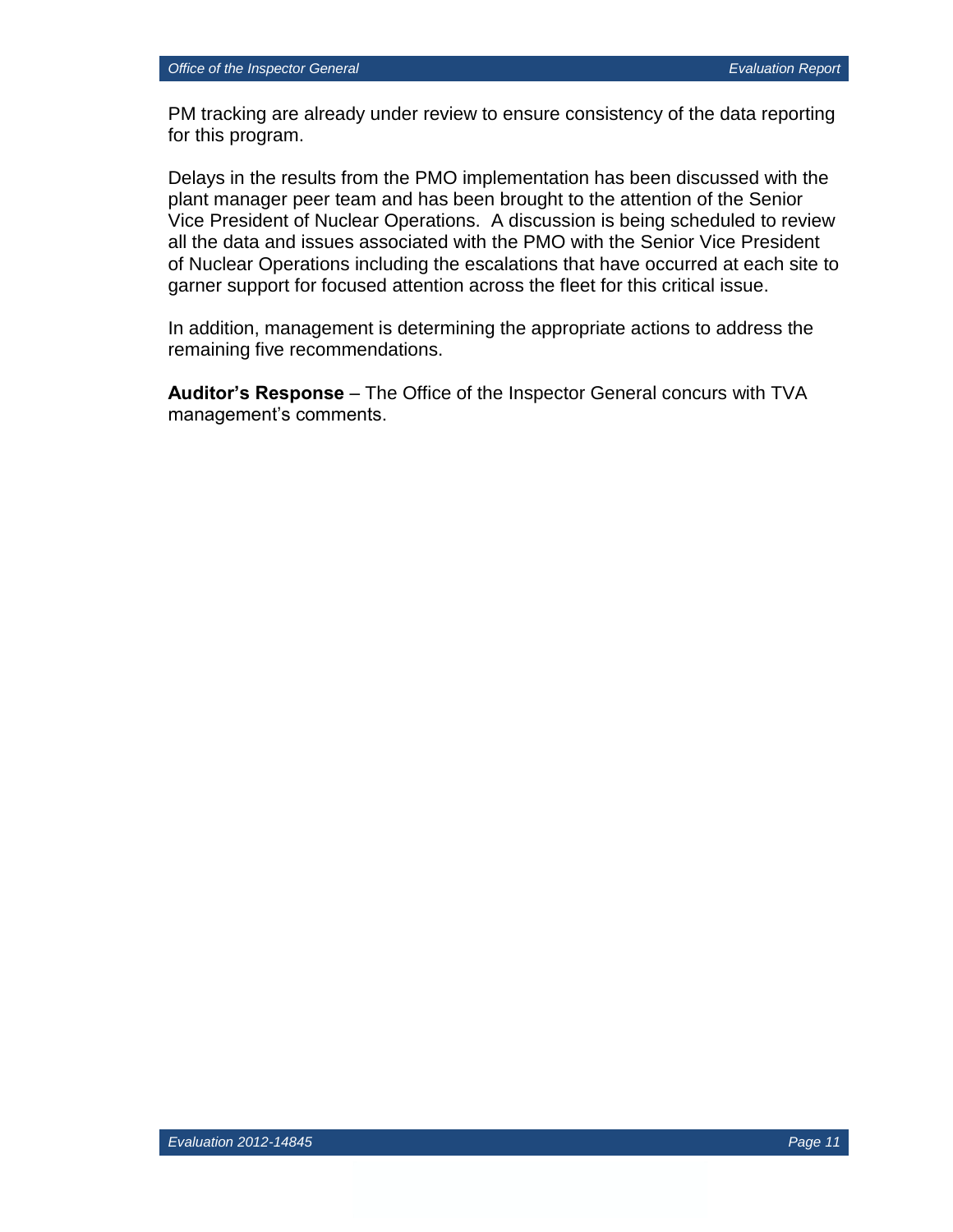PM tracking are already under review to ensure consistency of the data reporting for this program.

Delays in the results from the PMO implementation has been discussed with the plant manager peer team and has been brought to the attention of the Senior Vice President of Nuclear Operations. A discussion is being scheduled to review all the data and issues associated with the PMO with the Senior Vice President of Nuclear Operations including the escalations that have occurred at each site to garner support for focused attention across the fleet for this critical issue.

In addition, management is determining the appropriate actions to address the remaining five recommendations.

**Auditor's Response** – The Office of the Inspector General concurs with TVA management's comments.